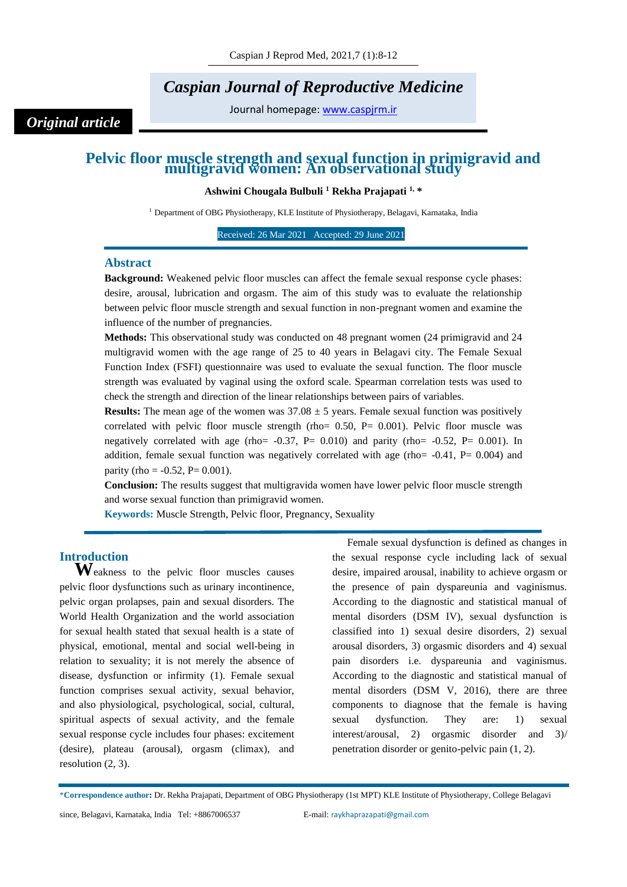*Original article*

# Pelvic floor muscle strength and sexual function in primigravid and multigravid women: An observational study

**Ashwini Chougala Bulbuli [1] Rekha Prajapati [1, *]**

[1] Department of OBG Physiotherapy, KLE Institute of Physiotherapy, Belagavi, Karnataka, India

Received: 26 Mar 2021 Accepted: 29 June 2021

## Abstract

**Background:** Weakened pelvic floor muscles can affect the female sexual response cycle phases: desire, arousal, lubrication and orgasm. The aim of this study was to evaluate the relationship between pelvic floor muscle strength and sexual function in non-pregnant women and examine the influence of the number of pregnancies.

**Methods:** This observational study was conducted on 48 pregnant women (24 primigravid and 24 multigravid women with the age range of 25 to 40 years in Belagavi city. The Female Sexual Function Index (FSFI) questionnaire was used to evaluate the sexual function. The floor muscle strength was evaluated by vaginal using the oxford scale. Spearman correlation tests was used to check the strength and direction of the linear relationships between pairs of variables.

**Results:** The mean age of the women was 37.08 ± 5 years. Female sexual function was positively correlated with pelvic floor muscle strength (rho= 0.50, P= 0.001). Pelvic floor muscle was negatively correlated with age (rho= -0.37, P= 0.010) and parity (rho= -0.52, P= 0.001). In addition, female sexual function was negatively correlated with age (rho= -0.41, P= 0.004) and parity (rho = -0.52, P= 0.001).

**Conclusion:** The results suggest that multigravida women have lower pelvic floor muscle strength and worse sexual function than primigravid women.

**Keywords:** Muscle Strength, Pelvic floor, Pregnancy, Sexuality

## Introduction

Weakness to the pelvic floor muscles causes pelvic floor dysfunctions such as urinary incontinence, pelvic organ prolapses, pain and sexual disorders. The World Health Organization and the world association for sexual health stated that sexual health is a state of physical, emotional, mental and social well-being in relation to sexuality; it is not merely the absence of disease, dysfunction or infirmity (1). Female sexual function comprises sexual activity, sexual behavior, and also physiological, psychological, social, cultural, spiritual aspects of sexual activity, and the female sexual response cycle includes four phases: excitement (desire), plateau (arousal), orgasm (climax), and resolution (2, 3).

Female sexual dysfunction is defined as changes in the sexual response cycle including lack of sexual desire, impaired arousal, inability to achieve orgasm or the presence of pain dyspareunia and vaginismus. According to the diagnostic and statistical manual of mental disorders (DSM IV), sexual dysfunction is classified into 1) sexual desire disorders, 2) sexual arousal disorders, 3) orgasmic disorders and 4) sexual pain disorders i.e. dyspareunia and vaginismus. According to the diagnostic and statistical manual of mental disorders (DSM V, 2016), there are three components to diagnose that the female is having sexual dysfunction. They are: 1) sexual interest/arousal, 2) orgasmic disorder and 3)/ penetration disorder or genito-pelvic pain (1, 2).

*Correspondence author: Dr. Rekha Prajapati, Department of OBG Physiotherapy (1st MPT) KLE Institute of Physiotherapy, College Belagavi since, Belagavi, Karnataka, India Tel: +8867006537 E-mail: raykhaprazapati@gmail.com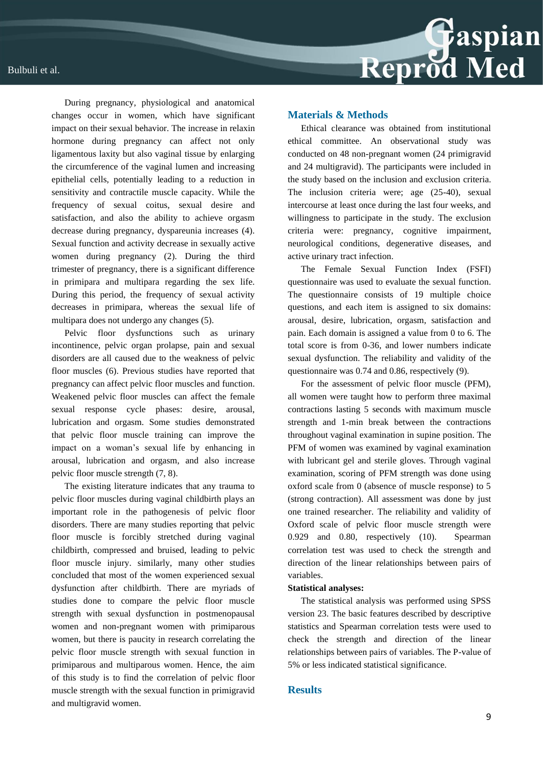During pregnancy, physiological and anatomical changes occur in women, which have significant impact on their sexual behavior. The increase in relaxin hormone during pregnancy can affect not only ligamentous laxity but also vaginal tissue by enlarging the circumference of the vaginal lumen and increasing epithelial cells, potentially leading to a reduction in sensitivity and contractile muscle capacity. While the frequency of sexual coitus, sexual desire and satisfaction, and also the ability to achieve orgasm decrease during pregnancy, dyspareunia increases (4). Sexual function and activity decrease in sexually active women during pregnancy (2). During the third trimester of pregnancy, there is a significant difference in primipara and multipara regarding the sex life. During this period, the frequency of sexual activity decreases in primipara, whereas the sexual life of multipara does not undergo any changes (5).

Pelvic floor dysfunctions such as urinary incontinence, pelvic organ prolapse, pain and sexual disorders are all caused due to the weakness of pelvic floor muscles (6). Previous studies have reported that pregnancy can affect pelvic floor muscles and function. Weakened pelvic floor muscles can affect the female sexual response cycle phases: desire, arousal, lubrication and orgasm. Some studies demonstrated that pelvic floor muscle training can improve the impact on a woman's sexual life by enhancing in arousal, lubrication and orgasm, and also increase pelvic floor muscle strength (7, 8).

The existing literature indicates that any trauma to pelvic floor muscles during vaginal childbirth plays an important role in the pathogenesis of pelvic floor disorders. There are many studies reporting that pelvic floor muscle is forcibly stretched during vaginal childbirth, compressed and bruised, leading to pelvic floor muscle injury. similarly, many other studies concluded that most of the women experienced sexual dysfunction after childbirth. There are myriads of studies done to compare the pelvic floor muscle strength with sexual dysfunction in postmenopausal women and non-pregnant women with primiparous women, but there is paucity in research correlating the pelvic floor muscle strength with sexual function in primiparous and multiparous women. Hence, the aim of this study is to find the correlation of pelvic floor muscle strength with the sexual function in primigravid and multigravid women.

## Materials & Methods

Ethical clearance was obtained from institutional ethical committee. An observational study was conducted on 48 non-pregnant women (24 primigravid and 24 multigravid). The participants were included in the study based on the inclusion and exclusion criteria. The inclusion criteria were; age (25-40), sexual intercourse at least once during the last four weeks, and willingness to participate in the study. The exclusion criteria were: pregnancy, cognitive impairment, neurological conditions, degenerative diseases, and active urinary tract infection.

The Female Sexual Function Index (FSFI) questionnaire was used to evaluate the sexual function. The questionnaire consists of 19 multiple choice questions, and each item is assigned to six domains: arousal, desire, lubrication, orgasm, satisfaction and pain. Each domain is assigned a value from 0 to 6. The total score is from 0-36, and lower numbers indicate sexual dysfunction. The reliability and validity of the questionnaire was 0.74 and 0.86, respectively (9).

For the assessment of pelvic floor muscle (PFM), all women were taught how to perform three maximal contractions lasting 5 seconds with maximum muscle strength and 1-min break between the contractions throughout vaginal examination in supine position. The PFM of women was examined by vaginal examination with lubricant gel and sterile gloves. Through vaginal examination, scoring of PFM strength was done using oxford scale from 0 (absence of muscle response) to 5 (strong contraction). All assessment was done by just one trained researcher. The reliability and validity of Oxford scale of pelvic floor muscle strength were 0.929 and 0.80, respectively (10). Spearman correlation test was used to check the strength and direction of the linear relationships between pairs of variables.

**Statistical analyses:**

The statistical analysis was performed using SPSS version 23. The basic features described by descriptive statistics and Spearman correlation tests were used to check the strength and direction of the linear relationships between pairs of variables. The P-value of 5% or less indicated statistical significance.

## Results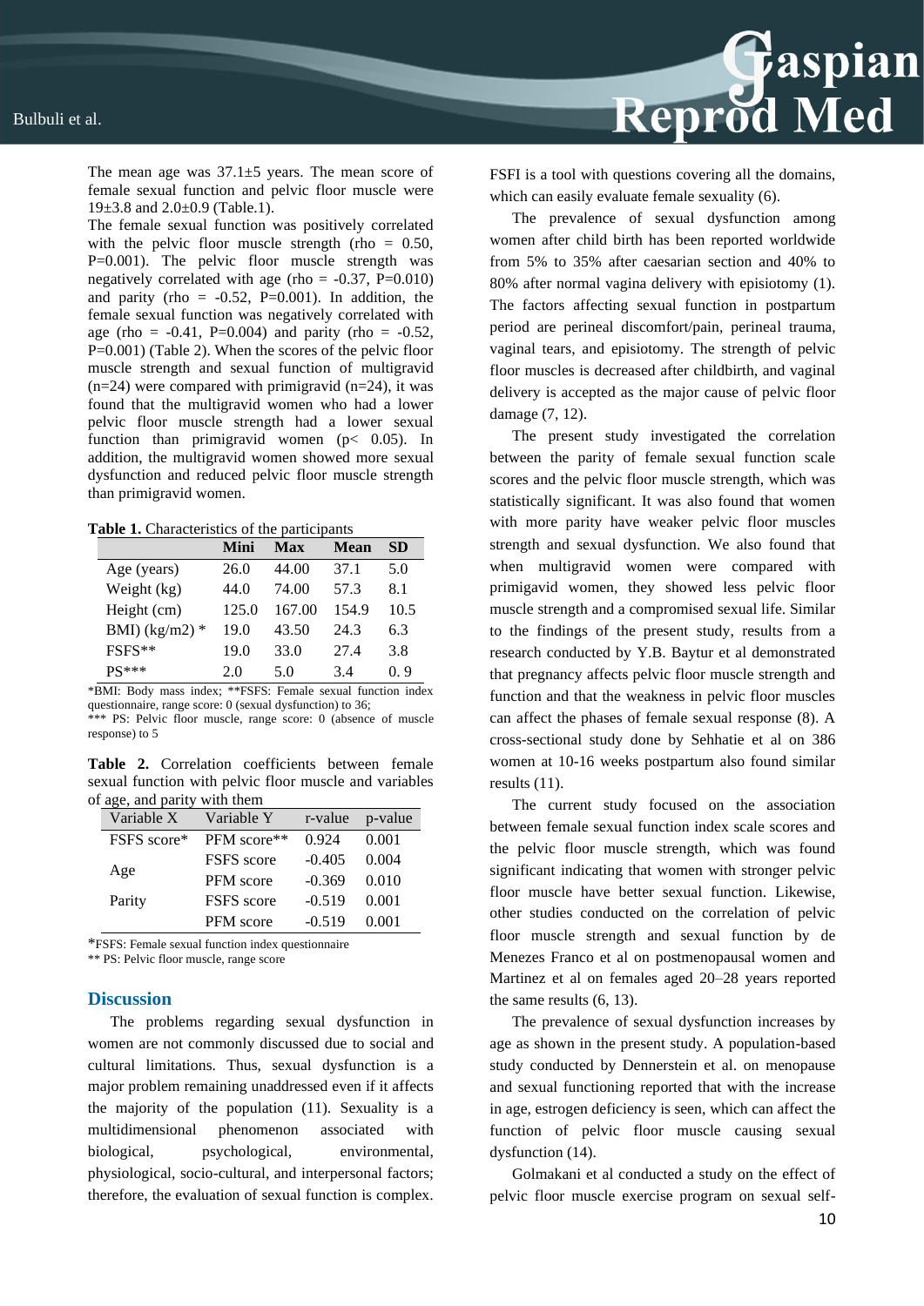The mean age was 37.1±5 years. The mean score of female sexual function and pelvic floor muscle were 19±3.8 and 2.0±0.9 (Table.1).

The female sexual function was positively correlated with the pelvic floor muscle strength (rho = 0.50, P=0.001). The pelvic floor muscle strength was negatively correlated with age (rho = -0.37, P=0.010) and parity (rho = -0.52, P=0.001). In addition, the female sexual function was negatively correlated with age (rho = -0.41, P=0.004) and parity (rho = -0.52, P=0.001) (Table 2). When the scores of the pelvic floor muscle strength and sexual function of multigravid (n=24) were compared with primigravid (n=24), it was found that the multigravid women who had a lower pelvic floor muscle strength had a lower sexual function than primigravid women (p< 0.05). In addition, the multigravid women showed more sexual dysfunction and reduced pelvic floor muscle strength than primigravid women.

**Table 1.** Characteristics of the participants

| | Mini | Max | Mean | SD |
|---|---|---|---|---|
| Age (years) | 26.0 | 44.00 | 37.1 | 5.0 |
| Weight (kg) | 44.0 | 74.00 | 57.3 | 8.1 |
| Height (cm) | 125.0 | 167.00 | 154.9 | 10.5 |
| BMI) (kg/m2) * | 19.0 | 43.50 | 24.3 | 6.3 |
| FSFS** | 19.0 | 33.0 | 27.4 | 3.8 |
| PS*** | 2.0 | 5.0 | 3.4 | 0. 9 |

*BMI: Body mass index; **FSFS: Female sexual function index questionnaire, range score: 0 (sexual dysfunction) to 36;
*** PS: Pelvic floor muscle, range score: 0 (absence of muscle response) to 5

**Table 2.** Correlation coefficients between female sexual function with pelvic floor muscle and variables of age, and parity with them

| Variable X | Variable Y | r-value | p-value |
|---|---|---|---|
| FSFS score* | PFM score** | 0.924 | 0.001 |
| Age | FSFS score | -0.405 | 0.004 |
| | PFM score | -0.369 | 0.010 |
| Parity | FSFS score | -0.519 | 0.001 |
| | PFM score | -0.519 | 0.001 |

*FSFS: Female sexual function index questionnaire
** PS: Pelvic floor muscle, range score

## Discussion

The problems regarding sexual dysfunction in women are not commonly discussed due to social and cultural limitations. Thus, sexual dysfunction is a major problem remaining unaddressed even if it affects the majority of the population (11). Sexuality is a multidimensional phenomenon associated with biological, psychological, environmental, physiological, socio-cultural, and interpersonal factors; therefore, the evaluation of sexual function is complex. FSFI is a tool with questions covering all the domains, which can easily evaluate female sexuality (6).

The prevalence of sexual dysfunction among women after child birth has been reported worldwide from 5% to 35% after caesarian section and 40% to 80% after normal vagina delivery with episiotomy (1). The factors affecting sexual function in postpartum period are perineal discomfort/pain, perineal trauma, vaginal tears, and episiotomy. The strength of pelvic floor muscles is decreased after childbirth, and vaginal delivery is accepted as the major cause of pelvic floor damage (7, 12).

The present study investigated the correlation between the parity of female sexual function scale scores and the pelvic floor muscle strength, which was statistically significant. It was also found that women with more parity have weaker pelvic floor muscles strength and sexual dysfunction. We also found that when multigravid women were compared with primigavid women, they showed less pelvic floor muscle strength and a compromised sexual life. Similar to the findings of the present study, results from a research conducted by Y.B. Baytur et al demonstrated that pregnancy affects pelvic floor muscle strength and function and that the weakness in pelvic floor muscles can affect the phases of female sexual response (8). A cross-sectional study done by Sehhatie et al on 386 women at 10-16 weeks postpartum also found similar results (11).

The current study focused on the association between female sexual function index scale scores and the pelvic floor muscle strength, which was found significant indicating that women with stronger pelvic floor muscle have better sexual function. Likewise, other studies conducted on the correlation of pelvic floor muscle strength and sexual function by de Menezes Franco et al on postmenopausal women and Martinez et al on females aged 20–28 years reported the same results (6, 13).

The prevalence of sexual dysfunction increases by age as shown in the present study. A population-based study conducted by Dennerstein et al. on menopause and sexual functioning reported that with the increase in age, estrogen deficiency is seen, which can affect the function of pelvic floor muscle causing sexual dysfunction (14).

Golmakani et al conducted a study on the effect of pelvic floor muscle exercise program on sexual self-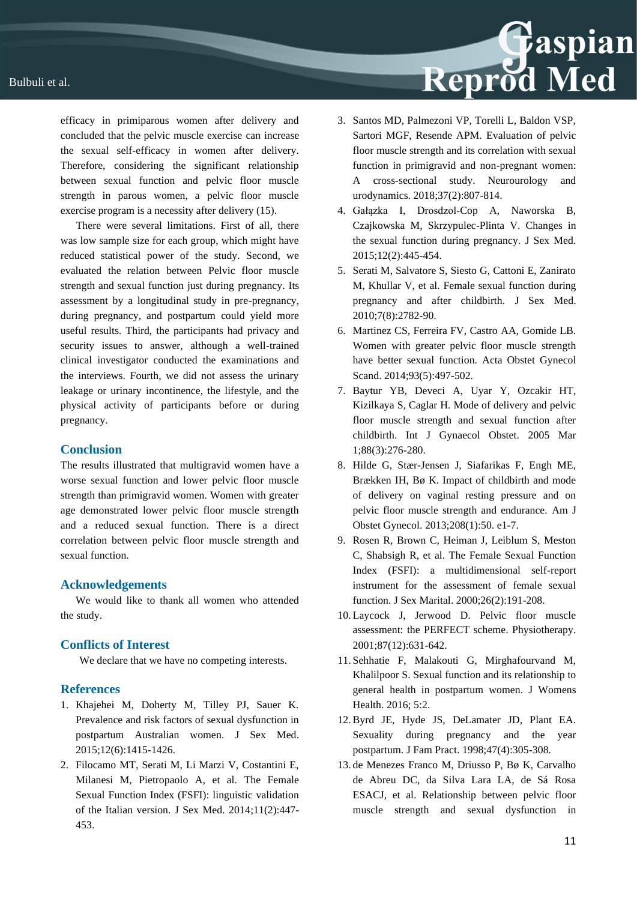efficacy in primiparous women after delivery and concluded that the pelvic muscle exercise can increase the sexual self-efficacy in women after delivery. Therefore, considering the significant relationship between sexual function and pelvic floor muscle strength in parous women, a pelvic floor muscle exercise program is a necessity after delivery (15).

There were several limitations. First of all, there was low sample size for each group, which might have reduced statistical power of the study. Second, we evaluated the relation between Pelvic floor muscle strength and sexual function just during pregnancy. Its assessment by a longitudinal study in pre-pregnancy, during pregnancy, and postpartum could yield more useful results. Third, the participants had privacy and security issues to answer, although a well-trained clinical investigator conducted the examinations and the interviews. Fourth, we did not assess the urinary leakage or urinary incontinence, the lifestyle, and the physical activity of participants before or during pregnancy.

## Conclusion

The results illustrated that multigravid women have a worse sexual function and lower pelvic floor muscle strength than primigravid women. Women with greater age demonstrated lower pelvic floor muscle strength and a reduced sexual function. There is a direct correlation between pelvic floor muscle strength and sexual function.

## Acknowledgements

We would like to thank all women who attended the study.

## Conflicts of Interest

We declare that we have no competing interests.

## References

1. Khajehei M, Doherty M, Tilley PJ, Sauer K. Prevalence and risk factors of sexual dysfunction in postpartum Australian women. J Sex Med. 2015;12(6):1415-1426.
2. Filocamo MT, Serati M, Li Marzi V, Costantini E, Milanesi M, Pietropaolo A, et al. The Female Sexual Function Index (FSFI): linguistic validation of the Italian version. J Sex Med. 2014;11(2):447-453.
3. Santos MD, Palmezoni VP, Torelli L, Baldon VSP, Sartori MGF, Resende APM. Evaluation of pelvic floor muscle strength and its correlation with sexual function in primigravid and non-pregnant women: A cross-sectional study. Neurourology and urodynamics. 2018;37(2):807-814.
4. Gałązka I, Drosdzol-Cop A, Naworska B, Czajkowska M, Skrzypulec-Plinta V. Changes in the sexual function during pregnancy. J Sex Med. 2015;12(2):445-454.
5. Serati M, Salvatore S, Siesto G, Cattoni E, Zanirato M, Khullar V, et al. Female sexual function during pregnancy and after childbirth. J Sex Med. 2010;7(8):2782-90.
6. Martinez CS, Ferreira FV, Castro AA, Gomide LB. Women with greater pelvic floor muscle strength have better sexual function. Acta Obstet Gynecol Scand. 2014;93(5):497-502.
7. Baytur YB, Deveci A, Uyar Y, Ozcakir HT, Kizilkaya S, Caglar H. Mode of delivery and pelvic floor muscle strength and sexual function after childbirth. Int J Gynaecol Obstet. 2005 Mar 1;88(3):276-280.
8. Hilde G, Stær-Jensen J, Siafarikas F, Engh ME, Brækken IH, Bø K. Impact of childbirth and mode of delivery on vaginal resting pressure and on pelvic floor muscle strength and endurance. Am J Obstet Gynecol. 2013;208(1):50. e1-7.
9. Rosen R, Brown C, Heiman J, Leiblum S, Meston C, Shabsigh R, et al. The Female Sexual Function Index (FSFI): a multidimensional self-report instrument for the assessment of female sexual function. J Sex Marital. 2000;26(2):191-208.
10. Laycock J, Jerwood D. Pelvic floor muscle assessment: the PERFECT scheme. Physiotherapy. 2001;87(12):631-642.
11. Sehhatie F, Malakouti G, Mirghafourvand M, Khalilpoor S. Sexual function and its relationship to general health in postpartum women. J Womens Health. 2016; 5:2.
12. Byrd JE, Hyde JS, DeLamater JD, Plant EA. Sexuality during pregnancy and the year postpartum. J Fam Pract. 1998;47(4):305-308.
13. de Menezes Franco M, Driusso P, Bø K, Carvalho de Abreu DC, da Silva Lara LA, de Sá Rosa ESACJ, et al. Relationship between pelvic floor muscle strength and sexual dysfunction in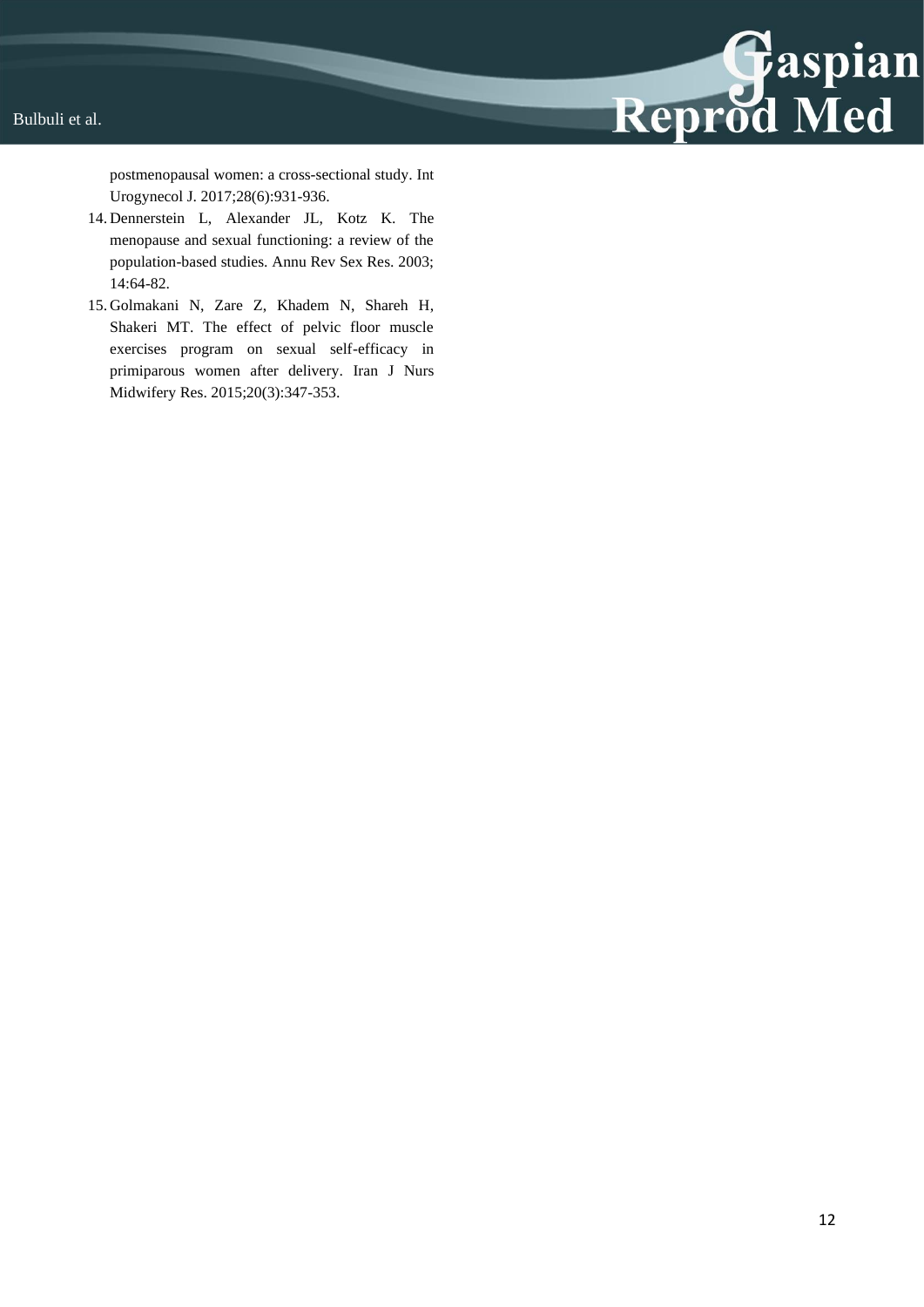postmenopausal women: a cross-sectional study. Int Urogynecol J. 2017;28(6):931-936.

14. Dennerstein L, Alexander JL, Kotz K. The menopause and sexual functioning: a review of the population-based studies. Annu Rev Sex Res. 2003; 14:64-82.
15. Golmakani N, Zare Z, Khadem N, Shareh H, Shakeri MT. The effect of pelvic floor muscle exercises program on sexual self-efficacy in primiparous women after delivery. Iran J Nurs Midwifery Res. 2015;20(3):347-353.